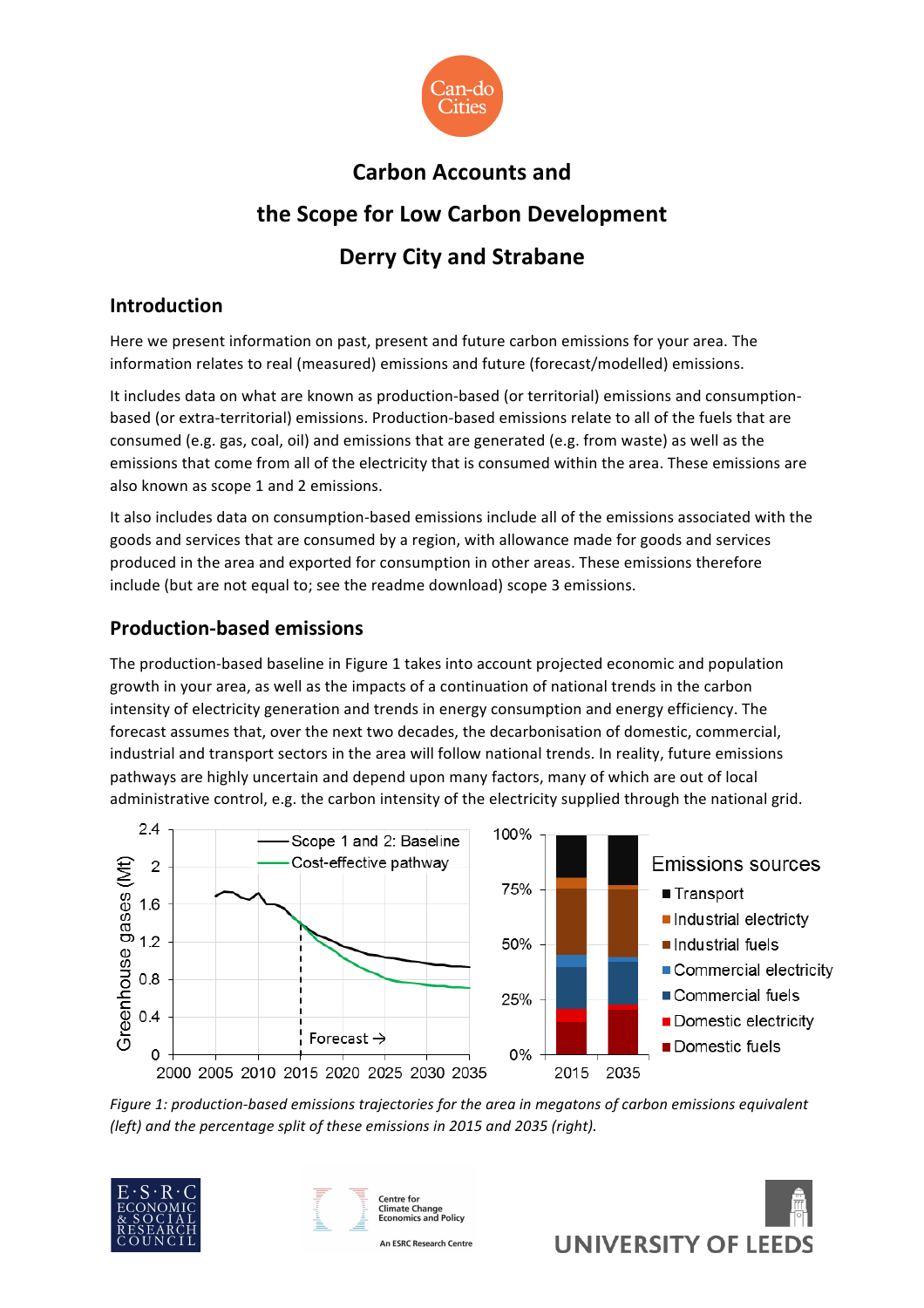# Carbon Accounts and the Scope for Low Carbon Development

# Derry City and Strabane

## Introduction

Here we present information on past, present and future carbon emissions for your area. The information relates to real (measured) emissions and future (forecast/modelled) emissions.

It includes data on what are known as production-based (or territorial) emissions and consumption-based (or extra-territorial) emissions. Production-based emissions relate to all of the fuels that are consumed (e.g. gas, coal, oil) and emissions that are generated (e.g. from waste) as well as the emissions that come from all of the electricity that is consumed within the area. These emissions are also known as scope 1 and 2 emissions.

It also includes data on consumption-based emissions include all of the emissions associated with the goods and services that are consumed by a region, with allowance made for goods and services produced in the area and exported for consumption in other areas. These emissions therefore include (but are not equal to; see the readme download) scope 3 emissions.

## Production-based emissions

The production-based baseline in Figure 1 takes into account projected economic and population growth in your area, as well as the impacts of a continuation of national trends in the carbon intensity of electricity generation and trends in energy consumption and energy efficiency. The forecast assumes that, over the next two decades, the decarbonisation of domestic, commercial, industrial and transport sectors in the area will follow national trends. In reality, future emissions pathways are highly uncertain and depend upon many factors, many of which are out of local administrative control, e.g. the carbon intensity of the electricity supplied through the national grid.

*Figure 1: production-based emissions trajectories for the area in megatons of carbon emissions equivalent (left) and the percentage split of these emissions in 2015 and 2035 (right).*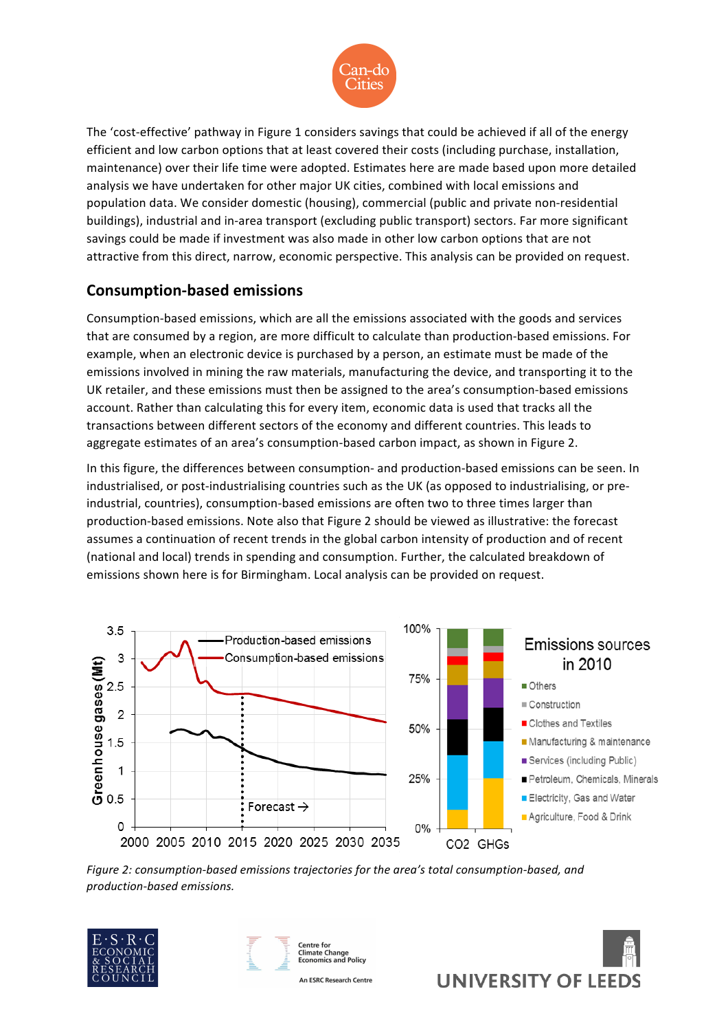The 'cost-effective' pathway in Figure 1 considers savings that could be achieved if all of the energy efficient and low carbon options that at least covered their costs (including purchase, installation, maintenance) over their life time were adopted. Estimates here are made based upon more detailed analysis we have undertaken for other major UK cities, combined with local emissions and population data. We consider domestic (housing), commercial (public and private non-residential buildings), industrial and in-area transport (excluding public transport) sectors. Far more significant savings could be made if investment was also made in other low carbon options that are not attractive from this direct, narrow, economic perspective. This analysis can be provided on request.

## Consumption-based emissions

Consumption-based emissions, which are all the emissions associated with the goods and services that are consumed by a region, are more difficult to calculate than production-based emissions. For example, when an electronic device is purchased by a person, an estimate must be made of the emissions involved in mining the raw materials, manufacturing the device, and transporting it to the UK retailer, and these emissions must then be assigned to the area's consumption-based emissions account. Rather than calculating this for every item, economic data is used that tracks all the transactions between different sectors of the economy and different countries. This leads to aggregate estimates of an area's consumption-based carbon impact, as shown in Figure 2.

In this figure, the differences between consumption- and production-based emissions can be seen. In industrialised, or post-industrialising countries such as the UK (as opposed to industrialising, or pre-industrial, countries), consumption-based emissions are often two to three times larger than production-based emissions. Note also that Figure 2 should be viewed as illustrative: the forecast assumes a continuation of recent trends in the global carbon intensity of production and of recent (national and local) trends in spending and consumption. Further, the calculated breakdown of emissions shown here is for Birmingham. Local analysis can be provided on request.

*Figure 2: consumption-based emissions trajectories for the area's total consumption-based, and production-based emissions.*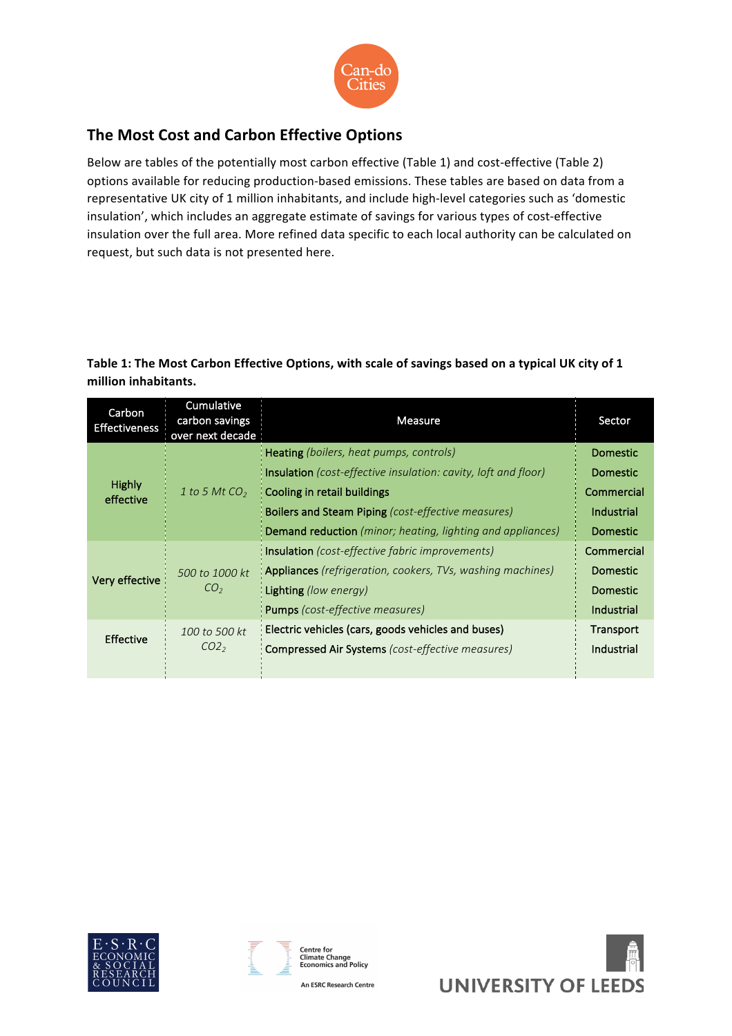## The Most Cost and Carbon Effective Options

Below are tables of the potentially most carbon effective (Table 1) and cost-effective (Table 2) options available for reducing production-based emissions. These tables are based on data from a representative UK city of 1 million inhabitants, and include high-level categories such as 'domestic insulation', which includes an aggregate estimate of savings for various types of cost-effective insulation over the full area. More refined data specific to each local authority can be calculated on request, but such data is not presented here.

**Table 1: The Most Carbon Effective Options, with scale of savings based on a typical UK city of 1 million inhabitants.**

| Carbon Effectiveness | Cumulative carbon savings over next decade | Measure | Sector |
|---|---|---|---|
| Highly effective | *1 to 5 Mt $CO_2$* | Heating *(boilers, heat pumps, controls)* | Domestic |
| | | Insulation *(cost-effective insulation: cavity, loft and floor)* | Domestic |
| | | Cooling in retail buildings | Commercial |
| | | Boilers and Steam Piping *(cost-effective measures)* | Industrial |
| | | Demand reduction *(minor; heating, lighting and appliances)* | Domestic |
| Very effective | *500 to 1000 kt $CO_2$* | Insulation *(cost-effective fabric improvements)* | Commercial |
| | | Appliances *(refrigeration, cookers, TVs, washing machines)* | Domestic |
| | | Lighting *(low energy)* | Domestic |
| | | Pumps *(cost-effective measures)* | Industrial |
| Effective | *100 to 500 kt $CO2_2$* | Electric vehicles (cars, goods vehicles and buses) | Transport |
| | | Compressed Air Systems *(cost-effective measures)* | Industrial |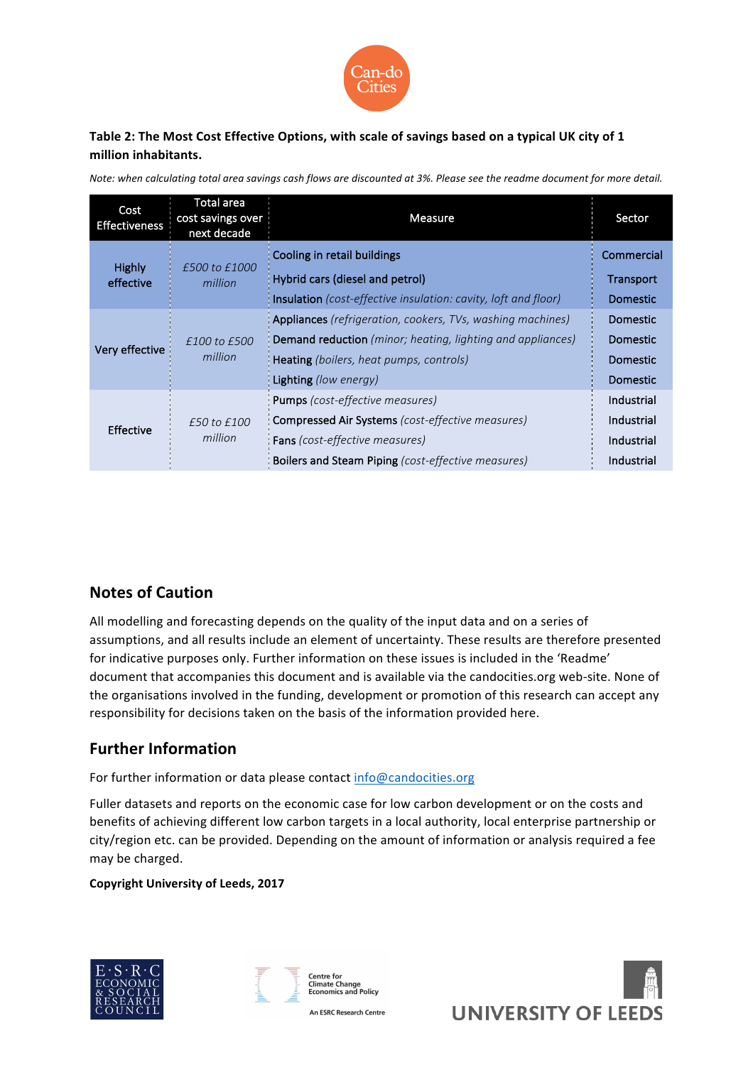**Table 2: The Most Cost Effective Options, with scale of savings based on a typical UK city of 1 million inhabitants.**

*Note: when calculating total area savings cash flows are discounted at 3%. Please see the readme document for more detail.*

| Cost Effectiveness | Total area cost savings over next decade | Measure | Sector |
|---|---|---|---|
| Highly effective | *£500 to £1000 million* | Cooling in retail buildings | Commercial |
| | | Hybrid cars (diesel and petrol) | Transport |
| | | Insulation *(cost-effective insulation: cavity, loft and floor)* | Domestic |
| Very effective | *£100 to £500 million* | Appliances *(refrigeration, cookers, TVs, washing machines)* | Domestic |
| | | Demand reduction *(minor; heating, lighting and appliances)* | Domestic |
| | | Heating *(boilers, heat pumps, controls)* | Domestic |
| | | Lighting *(low energy)* | Domestic |
| Effective | *£50 to £100 million* | Pumps *(cost-effective measures)* | Industrial |
| | | Compressed Air Systems *(cost-effective measures)* | Industrial |
| | | Fans *(cost-effective measures)* | Industrial |
| | | Boilers and Steam Piping *(cost-effective measures)* | Industrial |

## Notes of Caution

All modelling and forecasting depends on the quality of the input data and on a series of assumptions, and all results include an element of uncertainty. These results are therefore presented for indicative purposes only. Further information on these issues is included in the 'Readme' document that accompanies this document and is available via the candocities.org web-site. None of the organisations involved in the funding, development or promotion of this research can accept any responsibility for decisions taken on the basis of the information provided here.

## Further Information

For further information or data please contact info@candocities.org

Fuller datasets and reports on the economic case for low carbon development or on the costs and benefits of achieving different low carbon targets in a local authority, local enterprise partnership or city/region etc. can be provided. Depending on the amount of information or analysis required a fee may be charged.

**Copyright University of Leeds, 2017**